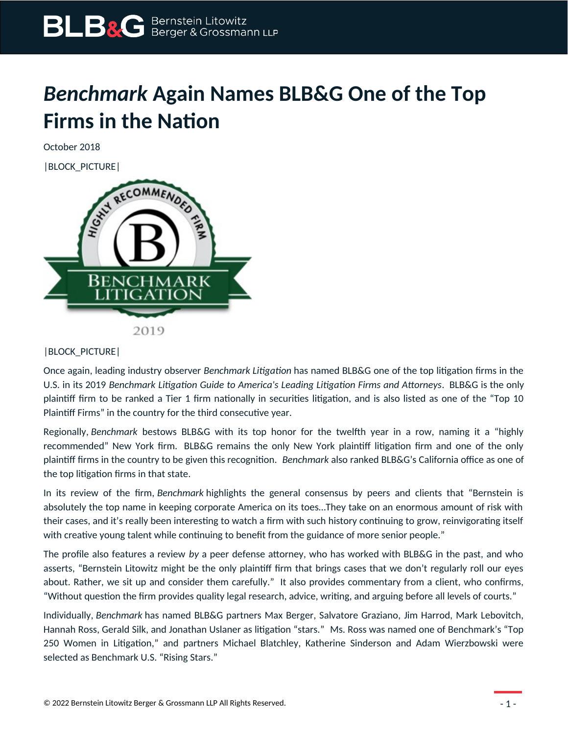# *Benchmark* Again Names BLB&G One of the Top Firms in the Nation

October 2018

|BLOCK_PICTURE|

|BLOCK_PICTURE|

Once again, leading industry observer *Benchmark Litigation* has named BLB&G one of the top litigation firms in the U.S. in its 2019 *Benchmark Litigation Guide to America's Leading Litigation Firms and Attorneys*. BLB&G is the only plaintiff firm to be ranked a Tier 1 firm nationally in securities litigation, and is also listed as one of the "Top 10 Plaintiff Firms" in the country for the third consecutive year.

Regionally, *Benchmark* bestows BLB&G with its top honor for the twelfth year in a row, naming it a "highly recommended" New York firm. BLB&G remains the only New York plaintiff litigation firm and one of the only plaintiff firms in the country to be given this recognition. *Benchmark* also ranked BLB&G's California office as one of the top litigation firms in that state.

In its review of the firm, *Benchmark* highlights the general consensus by peers and clients that "Bernstein is absolutely the top name in keeping corporate America on its toes...They take on an enormous amount of risk with their cases, and it's really been interesting to watch a firm with such history continuing to grow, reinvigorating itself with creative young talent while continuing to benefit from the guidance of more senior people."

The profile also features a review *by* a peer defense attorney, who has worked with BLB&G in the past, and who asserts, "Bernstein Litowitz might be the only plaintiff firm that brings cases that we don't regularly roll our eyes about. Rather, we sit up and consider them carefully." It also provides commentary from a client, who confirms, "Without question the firm provides quality legal research, advice, writing, and arguing before all levels of courts."

Individually, *Benchmark* has named BLB&G partners Max Berger, Salvatore Graziano, Jim Harrod, Mark Lebovitch, Hannah Ross, Gerald Silk, and Jonathan Uslaner as litigation "stars." Ms. Ross was named one of Benchmark's "Top 250 Women in Litigation," and partners Michael Blatchley, Katherine Sinderson and Adam Wierzbowski were selected as Benchmark U.S. "Rising Stars."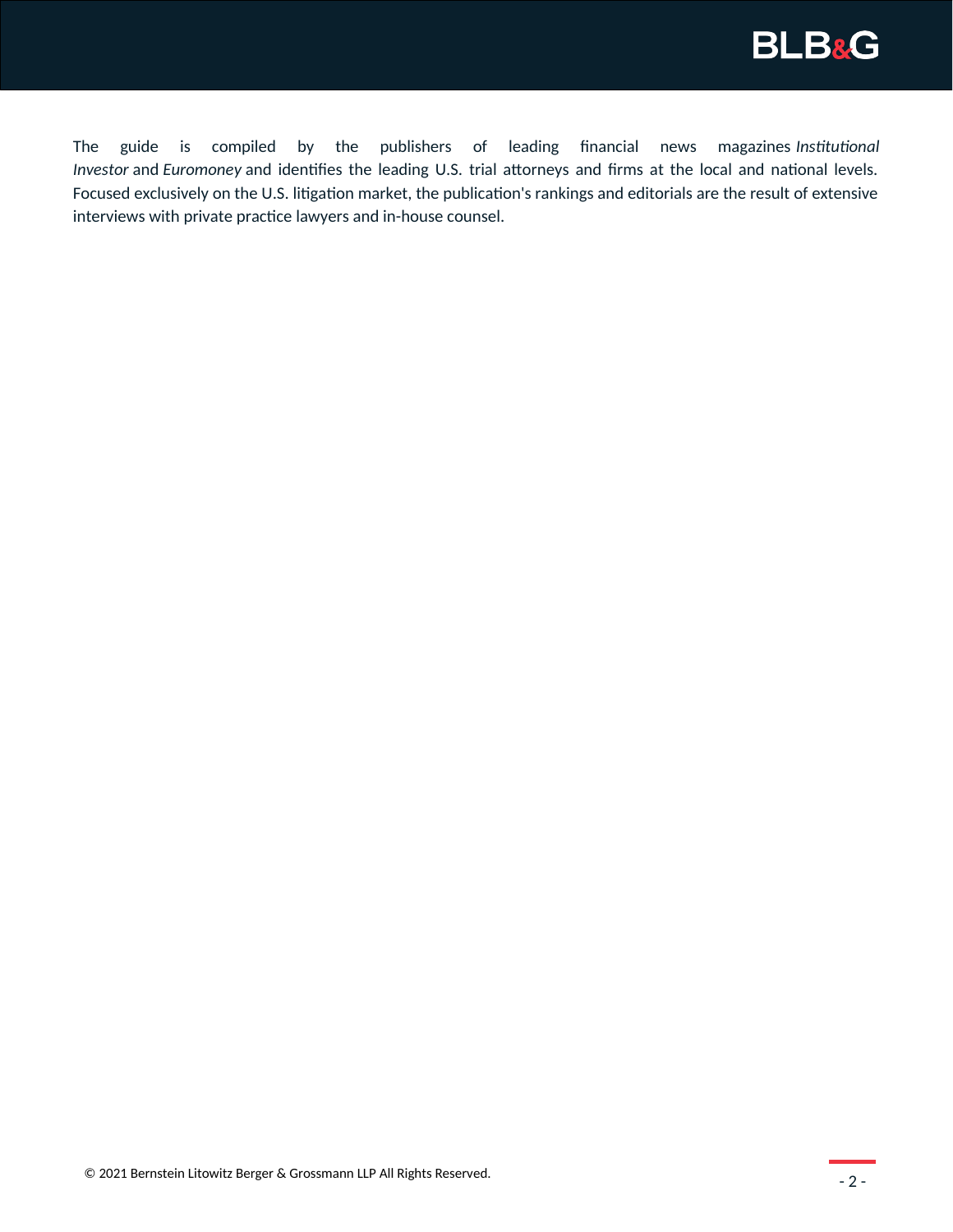The guide is compiled by the publishers of leading financial news magazines *Institutional Investor* and *Euromoney* and identifies the leading U.S. trial attorneys and firms at the local and national levels. Focused exclusively on the U.S. litigation market, the publication's rankings and editorials are the result of extensive interviews with private practice lawyers and in-house counsel.